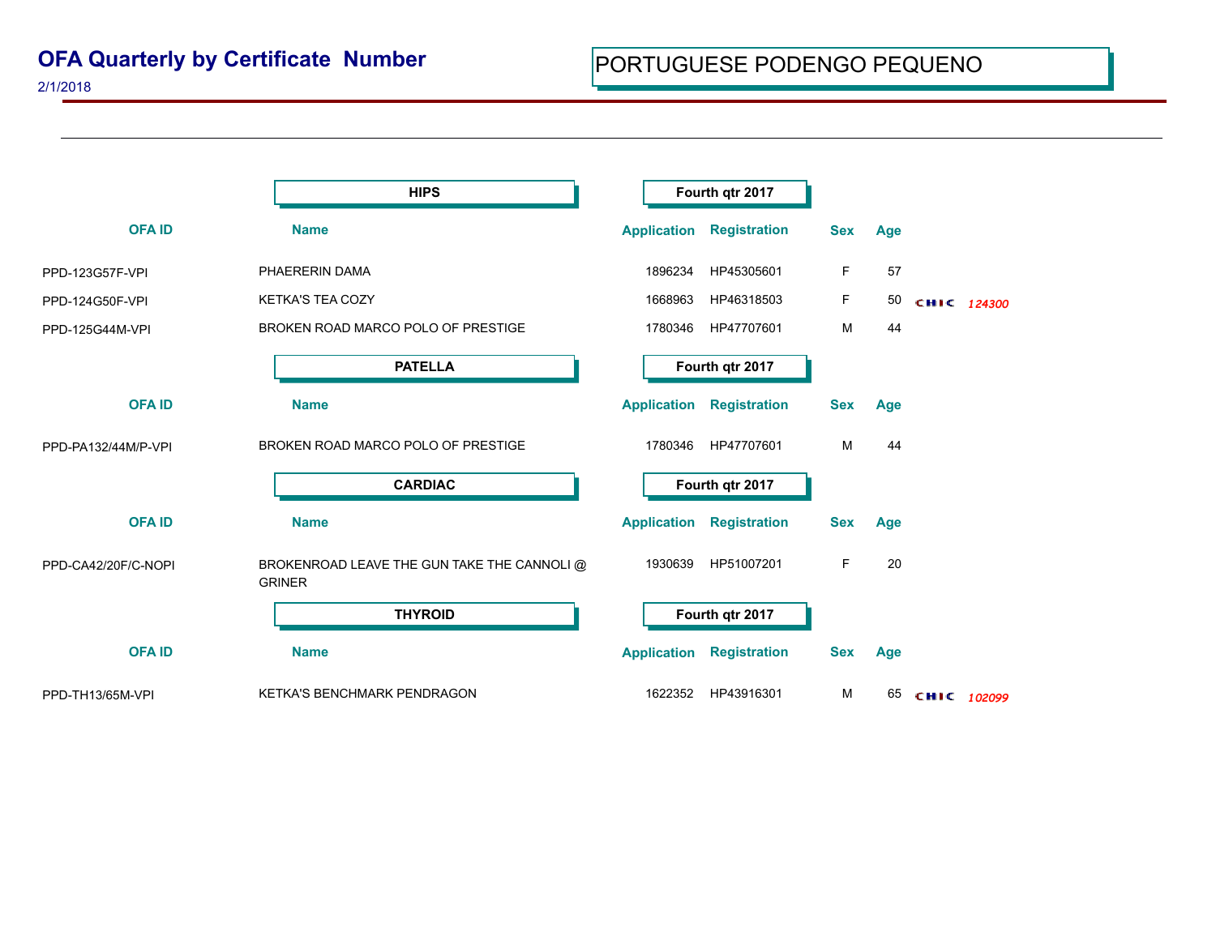# OFA Quarterly by Certificate Number

2/1/2018

## PORTUGUESE PODENGO PEQUENO

### HIPS — Fourth qtr 2017

| OFA ID | Name | Application | Registration | Sex | Age | |
|---|---|---|---|---|---|---|
| PPD-123G57F-VPI | PHAERERIN DAMA | 1896234 | HP45305601 | F | 57 | |
| PPD-124G50F-VPI | KETKA'S TEA COZY | 1668963 | HP46318503 | F | 50 | CHIC 124300 |
| PPD-125G44M-VPI | BROKEN ROAD MARCO POLO OF PRESTIGE | 1780346 | HP47707601 | M | 44 | |

### PATELLA — Fourth qtr 2017

| OFA ID | Name | Application | Registration | Sex | Age |
|---|---|---|---|---|---|
| PPD-PA132/44M/P-VPI | BROKEN ROAD MARCO POLO OF PRESTIGE | 1780346 | HP47707601 | M | 44 |

### CARDIAC — Fourth qtr 2017

| OFA ID | Name | Application | Registration | Sex | Age |
|---|---|---|---|---|---|
| PPD-CA42/20F/C-NOPI | BROKENROAD LEAVE THE GUN TAKE THE CANNOLI @ GRINER | 1930639 | HP51007201 | F | 20 |

### THYROID — Fourth qtr 2017

| OFA ID | Name | Application | Registration | Sex | Age | |
|---|---|---|---|---|---|---|
| PPD-TH13/65M-VPI | KETKA'S BENCHMARK PENDRAGON | 1622352 | HP43916301 | M | 65 | CHIC 102099 |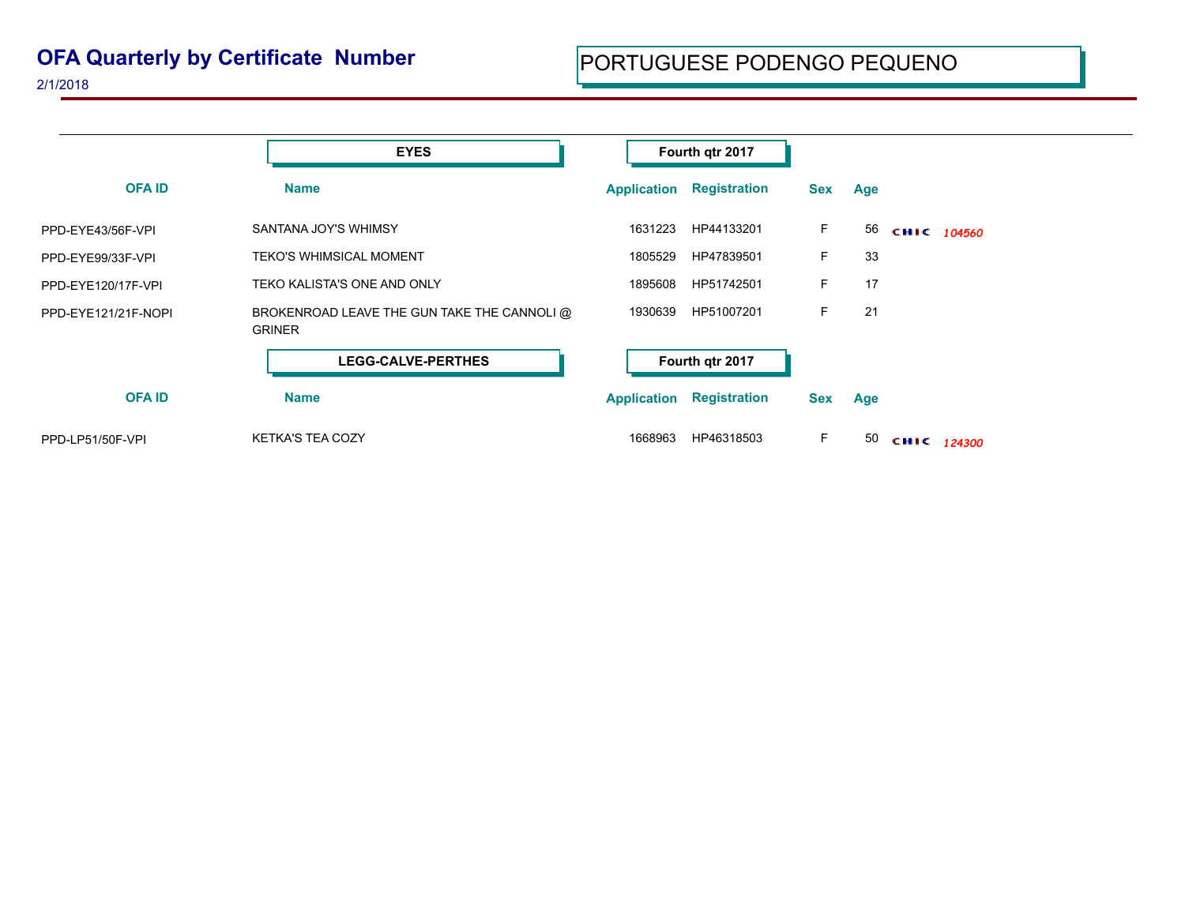# OFA Quarterly by Certificate Number

2/1/2018

## PORTUGUESE PODENGO PEQUENO

### EYES — Fourth qtr 2017

| OFA ID | Name | Application | Registration | Sex | Age | |
|---|---|---|---|---|---|---|
| PPD-EYE43/56F-VPI | SANTANA JOY'S WHIMSY | 1631223 | HP44133201 | F | 56 | CHIC 104560 |
| PPD-EYE99/33F-VPI | TEKO'S WHIMSICAL MOMENT | 1805529 | HP47839501 | F | 33 | |
| PPD-EYE120/17F-VPI | TEKO KALISTA'S ONE AND ONLY | 1895608 | HP51742501 | F | 17 | |
| PPD-EYE121/21F-NOPI | BROKENROAD LEAVE THE GUN TAKE THE CANNOLI @ GRINER | 1930639 | HP51007201 | F | 21 | |

### LEGG-CALVE-PERTHES — Fourth qtr 2017

| OFA ID | Name | Application | Registration | Sex | Age | |
|---|---|---|---|---|---|---|
| PPD-LP51/50F-VPI | KETKA'S TEA COZY | 1668963 | HP46318503 | F | 50 | CHIC 124300 |